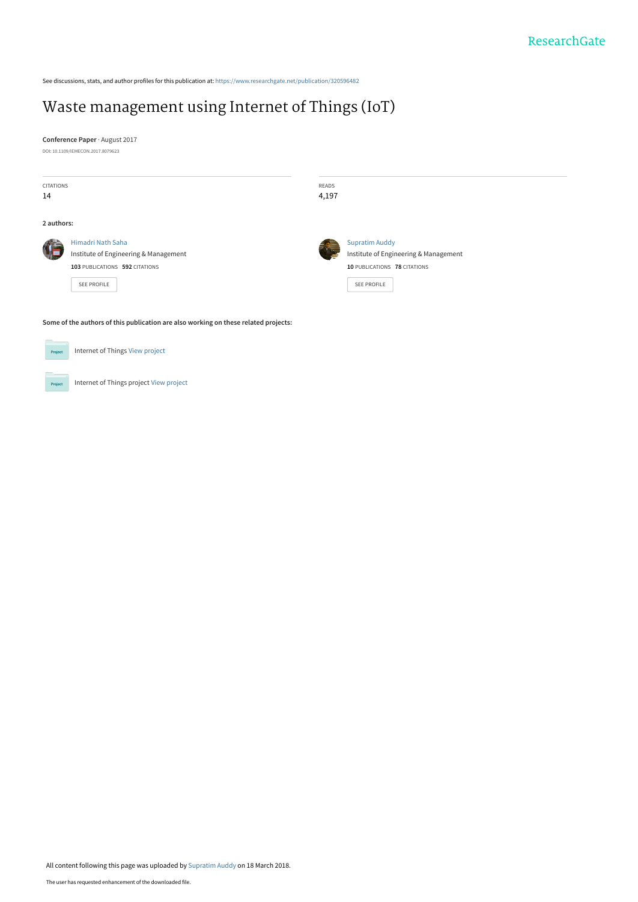ResearchGate

See discussions, stats, and author profiles for this publication at: https://www.researchgate.net/publication/320596482

# Waste management using Internet of Things (IoT)

**Conference Paper** · August 2017

DOI: 10.1109/IEMECON.2017.8079623

CITATIONS
14

READS
4,197

**2 authors:**

Himadri Nath Saha
Institute of Engineering & Management
**103** PUBLICATIONS **592** CITATIONS
SEE PROFILE

Supratim Auddy
Institute of Engineering & Management
**10** PUBLICATIONS **78** CITATIONS
SEE PROFILE

**Some of the authors of this publication are also working on these related projects:**

Internet of Things View project

Internet of Things project View project

All content following this page was uploaded by Supratim Auddy on 18 March 2018.

The user has requested enhancement of the downloaded file.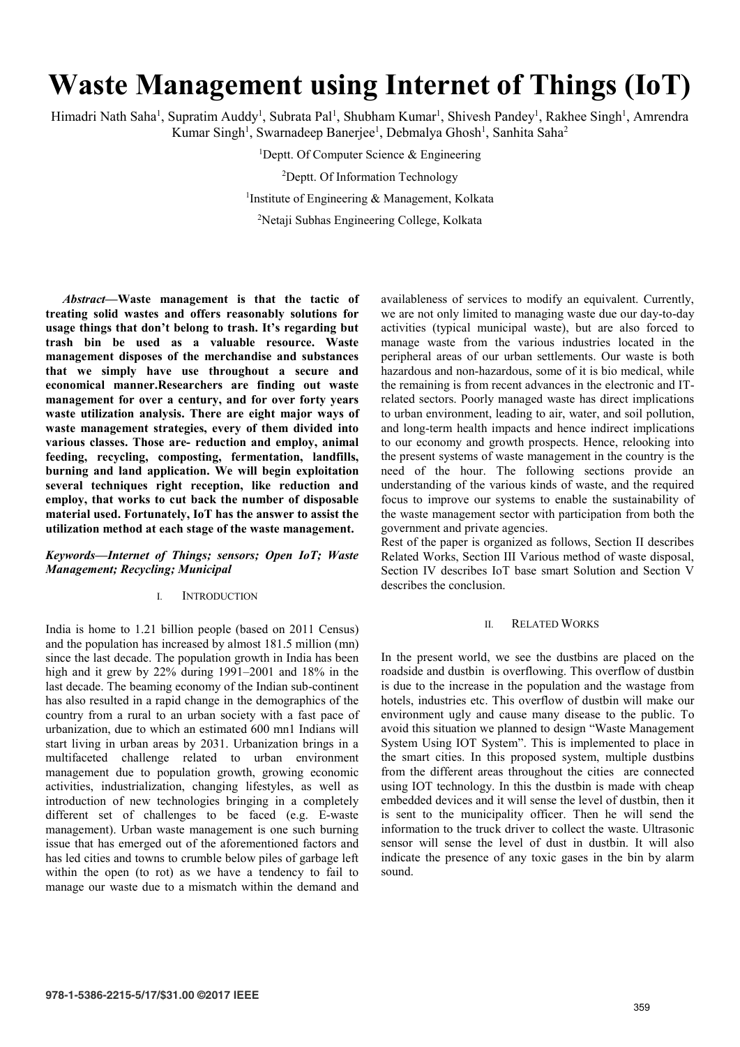# Waste Management using Internet of Things (IoT)

Himadri Nath Saha[1], Supratim Auddy[1], Subrata Pal[1], Shubham Kumar[1], Shivesh Pandey[1], Rakhee Singh[1], Amrendra Kumar Singh[1], Swarnadeep Banerjee[1], Debmalya Ghosh[1], Sanhita Saha[2]

[1]Deptt. Of Computer Science & Engineering

[2]Deptt. Of Information Technology

[1]Institute of Engineering & Management, Kolkata

[2]Netaji Subhas Engineering College, Kolkata

***Abstract*—Waste management is that the tactic of treating solid wastes and offers reasonably solutions for usage things that don't belong to trash. It's regarding but trash bin be used as a valuable resource. Waste management disposes of the merchandise and substances that we simply have use throughout a secure and economical manner.Researchers are finding out waste management for over a century, and for over forty years waste utilization analysis. There are eight major ways of waste management strategies, every of them divided into various classes. Those are- reduction and employ, animal feeding, recycling, composting, fermentation, landfills, burning and land application. We will begin exploitation several techniques right reception, like reduction and employ, that works to cut back the number of disposable material used. Fortunately, IoT has the answer to assist the utilization method at each stage of the waste management.**

***Keywords—Internet of Things; sensors; Open IoT; Waste Management; Recycling; Municipal***

## I. Introduction

India is home to 1.21 billion people (based on 2011 Census) and the population has increased by almost 181.5 million (mn) since the last decade. The population growth in India has been high and it grew by 22% during 1991–2001 and 18% in the last decade. The beaming economy of the Indian sub-continent has also resulted in a rapid change in the demographics of the country from a rural to an urban society with a fast pace of urbanization, due to which an estimated 600 mn1 Indians will start living in urban areas by 2031. Urbanization brings in a multifaceted challenge related to urban environment management due to population growth, growing economic activities, industrialization, changing lifestyles, as well as introduction of new technologies bringing in a completely different set of challenges to be faced (e.g. E-waste management). Urban waste management is one such burning issue that has emerged out of the aforementioned factors and has led cities and towns to crumble below piles of garbage left within the open (to rot) as we have a tendency to fail to manage our waste due to a mismatch within the demand and availableness of services to modify an equivalent. Currently, we are not only limited to managing waste due our day-to-day activities (typical municipal waste), but are also forced to manage waste from the various industries located in the peripheral areas of our urban settlements. Our waste is both hazardous and non-hazardous, some of it is bio medical, while the remaining is from recent advances in the electronic and IT-related sectors. Poorly managed waste has direct implications to urban environment, leading to air, water, and soil pollution, and long-term health impacts and hence indirect implications to our economy and growth prospects. Hence, relooking into the present systems of waste management in the country is the need of the hour. The following sections provide an understanding of the various kinds of waste, and the required focus to improve our systems to enable the sustainability of the waste management sector with participation from both the government and private agencies.

Rest of the paper is organized as follows, Section II describes Related Works, Section III Various method of waste disposal, Section IV describes IoT base smart Solution and Section V describes the conclusion.

## II. Related Works

In the present world, we see the dustbins are placed on the roadside and dustbin is overflowing. This overflow of dustbin is due to the increase in the population and the wastage from hotels, industries etc. This overflow of dustbin will make our environment ugly and cause many disease to the public. To avoid this situation we planned to design "Waste Management System Using IOT System". This is implemented to place in the smart cities. In this proposed system, multiple dustbins from the different areas throughout the cities are connected using IOT technology. In this the dustbin is made with cheap embedded devices and it will sense the level of dustbin, then it is sent to the municipality officer. Then he will send the information to the truck driver to collect the waste. Ultrasonic sensor will sense the level of dust in dustbin. It will also indicate the presence of any toxic gases in the bin by alarm sound.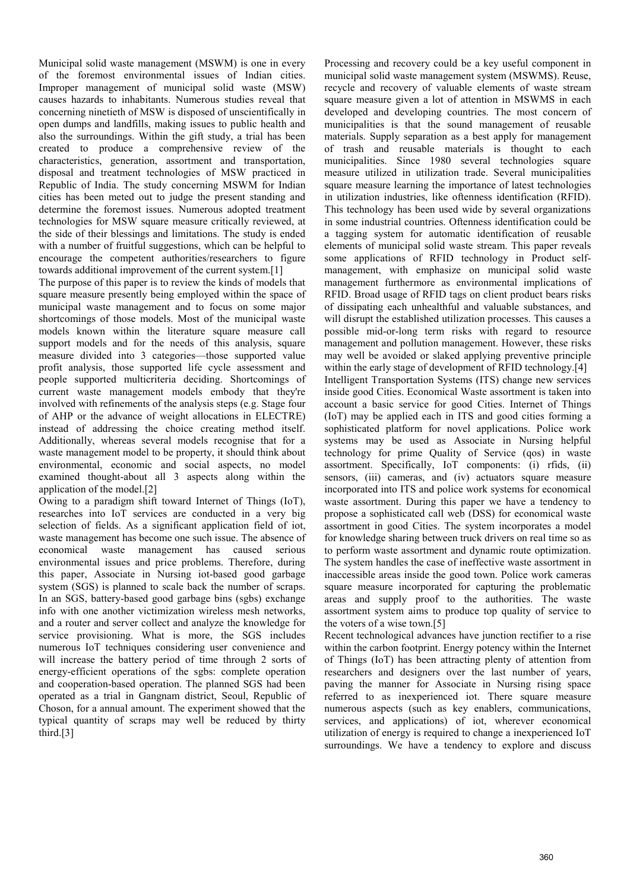Municipal solid waste management (MSWM) is one in every of the foremost environmental issues of Indian cities. Improper management of municipal solid waste (MSW) causes hazards to inhabitants. Numerous studies reveal that concerning ninetieth of MSW is disposed of unscientifically in open dumps and landfills, making issues to public health and also the surroundings. Within the gift study, a trial has been created to produce a comprehensive review of the characteristics, generation, assortment and transportation, disposal and treatment technologies of MSW practiced in Republic of India. The study concerning MSWM for Indian cities has been meted out to judge the present standing and determine the foremost issues. Numerous adopted treatment technologies for MSW square measure critically reviewed, at the side of their blessings and limitations. The study is ended with a number of fruitful suggestions, which can be helpful to encourage the competent authorities/researchers to figure towards additional improvement of the current system.[1]

The purpose of this paper is to review the kinds of models that square measure presently being employed within the space of municipal waste management and to focus on some major shortcomings of those models. Most of the municipal waste models known within the literature square measure call support models and for the needs of this analysis, square measure divided into 3 categories—those supported value profit analysis, those supported life cycle assessment and people supported multicriteria deciding. Shortcomings of current waste management models embody that they're involved with refinements of the analysis steps (e.g. Stage four of AHP or the advance of weight allocations in ELECTRE) instead of addressing the choice creating method itself. Additionally, whereas several models recognise that for a waste management model to be property, it should think about environmental, economic and social aspects, no model examined thought-about all 3 aspects along within the application of the model.[2]

Owing to a paradigm shift toward Internet of Things (IoT), researches into IoT services are conducted in a very big selection of fields. As a significant application field of iot, waste management has become one such issue. The absence of economical waste management has caused serious environmental issues and price problems. Therefore, during this paper, Associate in Nursing iot-based good garbage system (SGS) is planned to scale back the number of scraps. In an SGS, battery-based good garbage bins (sgbs) exchange info with one another victimization wireless mesh networks, and a router and server collect and analyze the knowledge for service provisioning. What is more, the SGS includes numerous IoT techniques considering user convenience and will increase the battery period of time through 2 sorts of energy-efficient operations of the sgbs: complete operation and cooperation-based operation. The planned SGS had been operated as a trial in Gangnam district, Seoul, Republic of Choson, for a annual amount. The experiment showed that the typical quantity of scraps may well be reduced by thirty third.[3]

Processing and recovery could be a key useful component in municipal solid waste management system (MSWMS). Reuse, recycle and recovery of valuable elements of waste stream square measure given a lot of attention in MSWMS in each developed and developing countries. The most concern of municipalities is that the sound management of reusable materials. Supply separation as a best apply for management of trash and reusable materials is thought to each municipalities. Since 1980 several technologies square measure utilized in utilization trade. Several municipalities square measure learning the importance of latest technologies in utilization industries, like oftenness identification (RFID). This technology has been used wide by several organizations in some industrial countries. Oftenness identification could be a tagging system for automatic identification of reusable elements of municipal solid waste stream. This paper reveals some applications of RFID technology in Product self-management, with emphasize on municipal solid waste management furthermore as environmental implications of RFID. Broad usage of RFID tags on client product bears risks of dissipating each unhealthful and valuable substances, and will disrupt the established utilization processes. This causes a possible mid-or-long term risks with regard to resource management and pollution management. However, these risks may well be avoided or slaked applying preventive principle within the early stage of development of RFID technology.[4]

Intelligent Transportation Systems (ITS) change new services inside good Cities. Economical Waste assortment is taken into account a basic service for good Cities. Internet of Things (IoT) may be applied each in ITS and good cities forming a sophisticated platform for novel applications. Police work systems may be used as Associate in Nursing helpful technology for prime Quality of Service (qos) in waste assortment. Specifically, IoT components: (i) rfids, (ii) sensors, (iii) cameras, and (iv) actuators square measure incorporated into ITS and police work systems for economical waste assortment. During this paper we have a tendency to propose a sophisticated call web (DSS) for economical waste assortment in good Cities. The system incorporates a model for knowledge sharing between truck drivers on real time so as to perform waste assortment and dynamic route optimization. The system handles the case of ineffective waste assortment in inaccessible areas inside the good town. Police work cameras square measure incorporated for capturing the problematic areas and supply proof to the authorities. The waste assortment system aims to produce top quality of service to the voters of a wise town.[5]

Recent technological advances have junction rectifier to a rise within the carbon footprint. Energy potency within the Internet of Things (IoT) has been attracting plenty of attention from researchers and designers over the last number of years, paving the manner for Associate in Nursing rising space referred to as inexperienced iot. There square measure numerous aspects (such as key enablers, communications, services, and applications) of iot, wherever economical utilization of energy is required to change a inexperienced IoT surroundings. We have a tendency to explore and discuss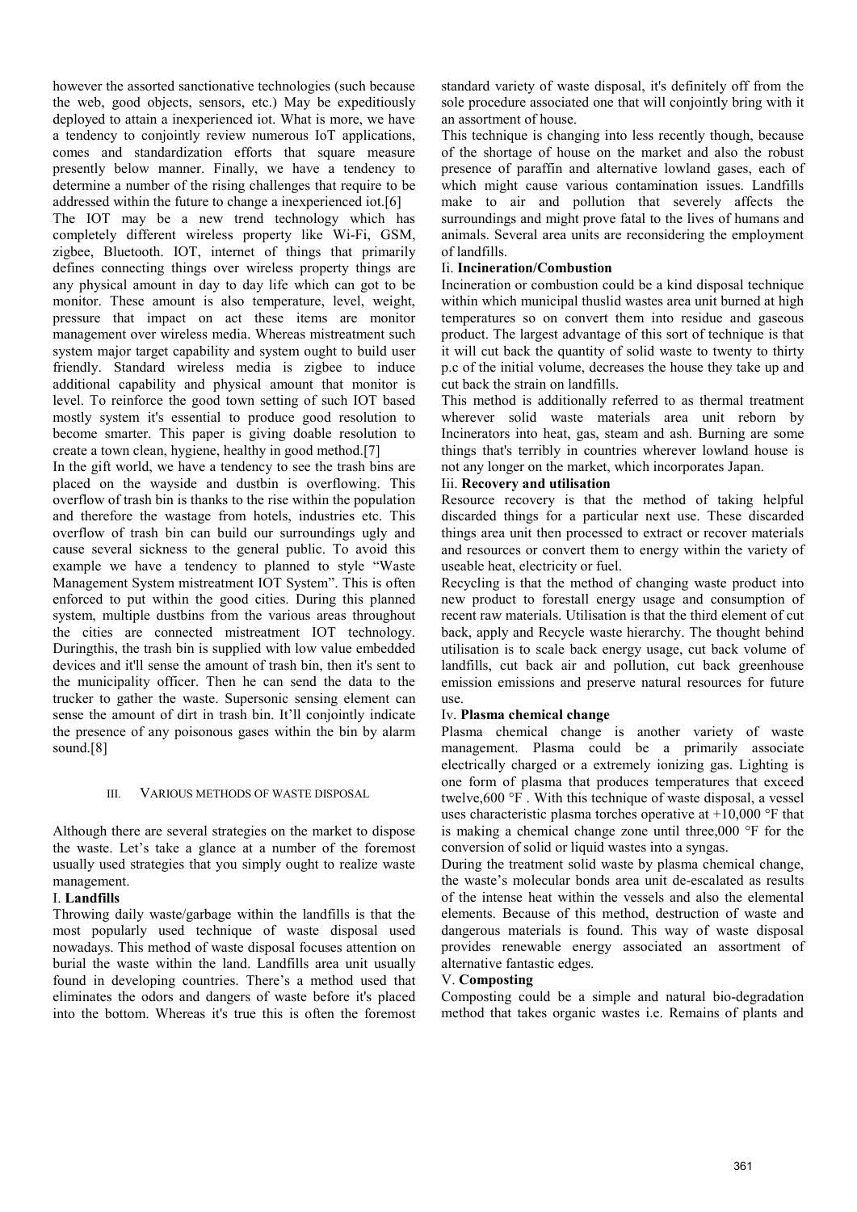however the assorted sanctionative technologies (such because the web, good objects, sensors, etc.) May be expeditiously deployed to attain a inexperienced iot. What is more, we have a tendency to conjointly review numerous IoT applications, comes and standardization efforts that square measure presently below manner. Finally, we have a tendency to determine a number of the rising challenges that require to be addressed within the future to change a inexperienced iot.[6]

The IOT may be a new trend technology which has completely different wireless property like Wi-Fi, GSM, zigbee, Bluetooth. IOT, internet of things that primarily defines connecting things over wireless property things are any physical amount in day to day life which can got to be monitor. These amount is also temperature, level, weight, pressure that impact on act these items are monitor management over wireless media. Whereas mistreatment such system major target capability and system ought to build user friendly. Standard wireless media is zigbee to induce additional capability and physical amount that monitor is level. To reinforce the good town setting of such IOT based mostly system it's essential to produce good resolution to become smarter. This paper is giving doable resolution to create a town clean, hygiene, healthy in good method.[7]

In the gift world, we have a tendency to see the trash bins are placed on the wayside and dustbin is overflowing. This overflow of trash bin is thanks to the rise within the population and therefore the wastage from hotels, industries etc. This overflow of trash bin can build our surroundings ugly and cause several sickness to the general public. To avoid this example we have a tendency to planned to style "Waste Management System mistreatment IOT System". This is often enforced to put within the good cities. During this planned system, multiple dustbins from the various areas throughout the cities are connected mistreatment IOT technology. Duringthis, the trash bin is supplied with low value embedded devices and it'll sense the amount of trash bin, then it's sent to the municipality officer. Then he can send the data to the trucker to gather the waste. Supersonic sensing element can sense the amount of dirt in trash bin. It'll conjointly indicate the presence of any poisonous gases within the bin by alarm sound.[8]

## III. VARIOUS METHODS OF WASTE DISPOSAL

Although there are several strategies on the market to dispose the waste. Let's take a glance at a number of the foremost usually used strategies that you simply ought to realize waste management.

I. **Landfills**

Throwing daily waste/garbage within the landfills is that the most popularly used technique of waste disposal used nowadays. This method of waste disposal focuses attention on burial the waste within the land. Landfills area unit usually found in developing countries. There's a method used that eliminates the odors and dangers of waste before it's placed into the bottom. Whereas it's true this is often the foremost standard variety of waste disposal, it's definitely off from the sole procedure associated one that will conjointly bring with it an assortment of house.

This technique is changing into less recently though, because of the shortage of house on the market and also the robust presence of paraffin and alternative lowland gases, each of which might cause various contamination issues. Landfills make to air and pollution that severely affects the surroundings and might prove fatal to the lives of humans and animals. Several area units are reconsidering the employment of landfills.

Ii. **Incineration/Combustion**

Incineration or combustion could be a kind disposal technique within which municipal thuslid wastes area unit burned at high temperatures so on convert them into residue and gaseous product. The largest advantage of this sort of technique is that it will cut back the quantity of solid waste to twenty to thirty p.c of the initial volume, decreases the house they take up and cut back the strain on landfills.

This method is additionally referred to as thermal treatment wherever solid waste materials area unit reborn by Incinerators into heat, gas, steam and ash. Burning are some things that's terribly in countries wherever lowland house is not any longer on the market, which incorporates Japan.

Iii. **Recovery and utilisation**

Resource recovery is that the method of taking helpful discarded things for a particular next use. These discarded things area unit then processed to extract or recover materials and resources or convert them to energy within the variety of useable heat, electricity or fuel.

Recycling is that the method of changing waste product into new product to forestall energy usage and consumption of recent raw materials. Utilisation is that the third element of cut back, apply and Recycle waste hierarchy. The thought behind utilisation is to scale back energy usage, cut back volume of landfills, cut back air and pollution, cut back greenhouse emission emissions and preserve natural resources for future use.

Iv. **Plasma chemical change**

Plasma chemical change is another variety of waste management. Plasma could be a primarily associate electrically charged or a extremely ionizing gas. Lighting is one form of plasma that produces temperatures that exceed twelve,600 °F . With this technique of waste disposal, a vessel uses characteristic plasma torches operative at +10,000 °F that is making a chemical change zone until three,000 °F for the conversion of solid or liquid wastes into a syngas.

During the treatment solid waste by plasma chemical change, the waste's molecular bonds area unit de-escalated as results of the intense heat within the vessels and also the elemental elements. Because of this method, destruction of waste and dangerous materials is found. This way of waste disposal provides renewable energy associated an assortment of alternative fantastic edges.

V. **Composting**

Composting could be a simple and natural bio-degradation method that takes organic wastes i.e. Remains of plants and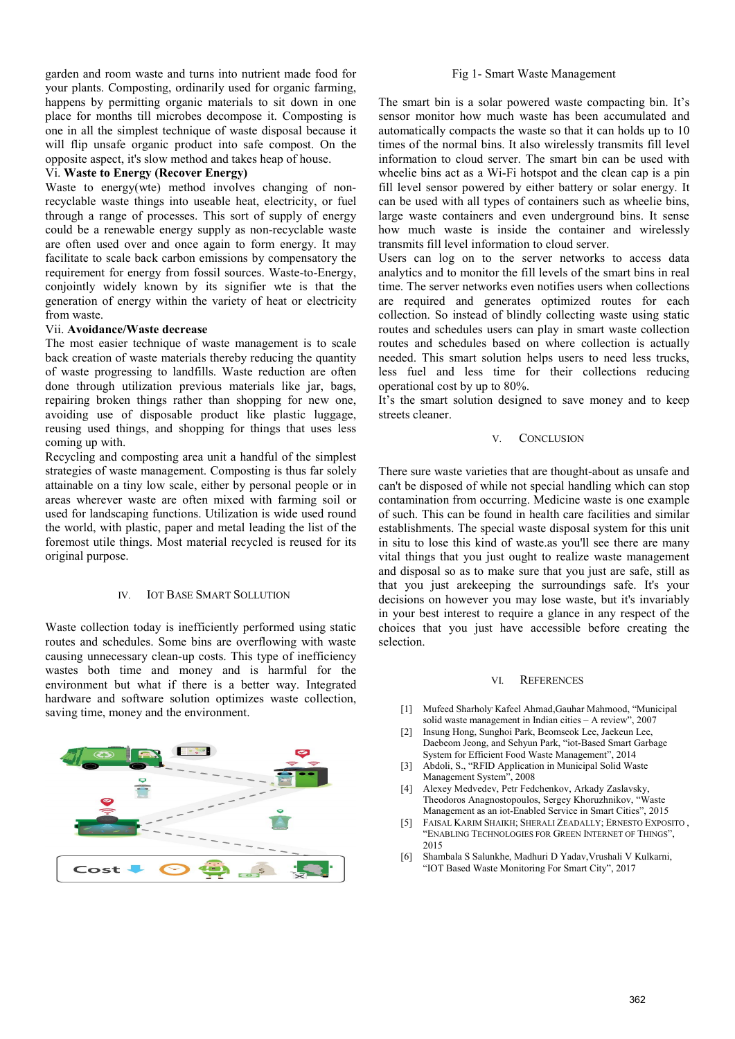garden and room waste and turns into nutrient made food for your plants. Composting, ordinarily used for organic farming, happens by permitting organic materials to sit down in one place for months till microbes decompose it. Composting is one in all the simplest technique of waste disposal because it will flip unsafe organic product into safe compost. On the opposite aspect, it's slow method and takes heap of house.

Vi. **Waste to Energy (Recover Energy)**

Waste to energy(wte) method involves changing of non-recyclable waste things into useable heat, electricity, or fuel through a range of processes. This sort of supply of energy could be a renewable energy supply as non-recyclable waste are often used over and once again to form energy. It may facilitate to scale back carbon emissions by compensatory the requirement for energy from fossil sources. Waste-to-Energy, conjointly widely known by its signifier wte is that the generation of energy within the variety of heat or electricity from waste.

Vii. **Avoidance/Waste decrease**

The most easier technique of waste management is to scale back creation of waste materials thereby reducing the quantity of waste progressing to landfills. Waste reduction are often done through utilization previous materials like jar, bags, repairing broken things rather than shopping for new one, avoiding use of disposable product like plastic luggage, reusing used things, and shopping for things that uses less coming up with.

Recycling and composting area unit a handful of the simplest strategies of waste management. Composting is thus far solely attainable on a tiny low scale, either by personal people or in areas wherever waste are often mixed with farming soil or used for landscaping functions. Utilization is wide used round the world, with plastic, paper and metal leading the list of the foremost utile things. Most material recycled is reused for its original purpose.

## IV. IOT Base Smart Sollution

Waste collection today is inefficiently performed using static routes and schedules. Some bins are overflowing with waste causing unnecessary clean-up costs. This type of inefficiency wastes both time and money and is harmful for the environment but what if there is a better way. Integrated hardware and software solution optimizes waste collection, saving time, money and the environment.

Cost

Fig 1- Smart Waste Management

The smart bin is a solar powered waste compacting bin. It's sensor monitor how much waste has been accumulated and automatically compacts the waste so that it can holds up to 10 times of the normal bins. It also wirelessly transmits fill level information to cloud server. The smart bin can be used with wheelie bins act as a Wi-Fi hotspot and the clean cap is a pin fill level sensor powered by either battery or solar energy. It can be used with all types of containers such as wheelie bins, large waste containers and even underground bins. It sense how much waste is inside the container and wirelessly transmits fill level information to cloud server.

Users can log on to the server networks to access data analytics and to monitor the fill levels of the smart bins in real time. The server networks even notifies users when collections are required and generates optimized routes for each collection. So instead of blindly collecting waste using static routes and schedules users can play in smart waste collection routes and schedules based on where collection is actually needed. This smart solution helps users to need less trucks, less fuel and less time for their collections reducing operational cost by up to 80%.

It's the smart solution designed to save money and to keep streets cleaner.

## V. Conclusion

There sure waste varieties that are thought-about as unsafe and can't be disposed of while not special handling which can stop contamination from occurring. Medicine waste is one example of such. This can be found in health care facilities and similar establishments. The special waste disposal system for this unit in situ to lose this kind of waste.as you'll see there are many vital things that you just ought to realize waste management and disposal so as to make sure that you just are safe, still as that you just arekeeping the surroundings safe. It's your decisions on however you may lose waste, but it's invariably in your best interest to require a glance in any respect of the choices that you just have accessible before creating the selection.

## VI. References

[1] Mufeed Sharholy Kafeel Ahmad,Gauhar Mahmood, "Municipal solid waste management in Indian cities – A review", 2007

[2] Insung Hong, Sunghoi Park, Beomseok Lee, Jaekeun Lee, Daebeom Jeong, and Sehyun Park, "iot-Based Smart Garbage System for Efficient Food Waste Management", 2014

[3] Abdoli, S., "RFID Application in Municipal Solid Waste Management System", 2008

[4] Alexey Medvedev, Petr Fedchenkov, Arkady Zaslavsky, Theodoros Anagnostopoulos, Sergey Khoruzhnikov, "Waste Management as an iot-Enabled Service in Smart Cities", 2015

[5] Faisal Karim Shaikh; Sherali Zeadally; Ernesto Exposito , "Enabling Technologies for Green Internet of Things", 2015

[6] Shambala S Salunkhe, Madhuri D Yadav,Vrushali V Kulkarni, "IOT Based Waste Monitoring For Smart City", 2017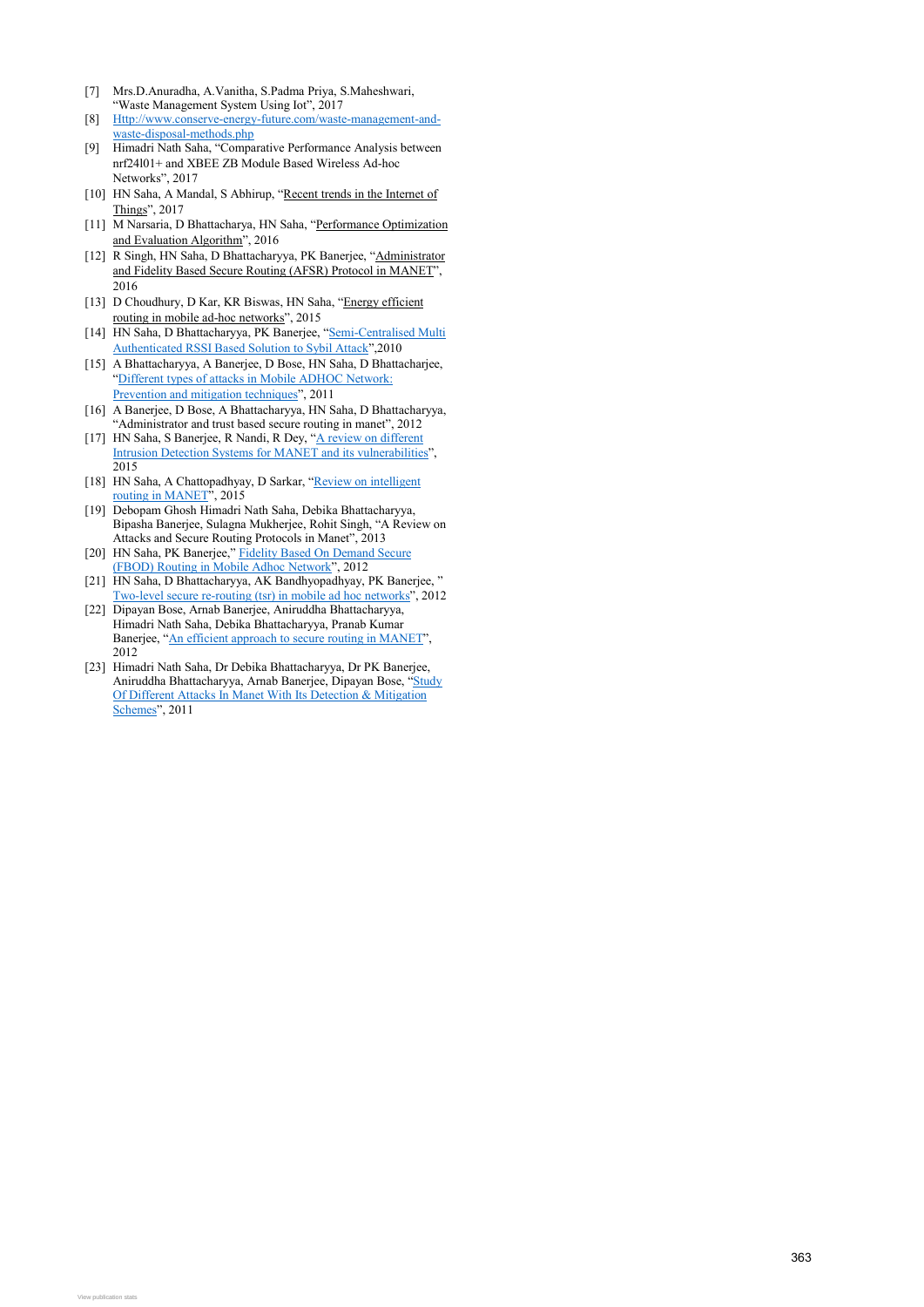[7] Mrs.D.Anuradha, A.Vanitha, S.Padma Priya, S.Maheshwari, “Waste Management System Using Iot”, 2017

[8] Http://www.conserve-energy-future.com/waste-management-and-waste-disposal-methods.php

[9] Himadri Nath Saha, “Comparative Performance Analysis between nrf24l01+ and XBEE ZB Module Based Wireless Ad-hoc Networks”, 2017

[10] HN Saha, A Mandal, S Abhirup, “Recent trends in the Internet of Things”, 2017

[11] M Narsaria, D Bhattacharya, HN Saha, “Performance Optimization and Evaluation Algorithm”, 2016

[12] R Singh, HN Saha, D Bhattacharyya, PK Banerjee, “Administrator and Fidelity Based Secure Routing (AFSR) Protocol in MANET”, 2016

[13] D Choudhury, D Kar, KR Biswas, HN Saha, “Energy efficient routing in mobile ad-hoc networks”, 2015

[14] HN Saha, D Bhattacharyya, PK Banerjee, “Semi-Centralised Multi Authenticated RSSI Based Solution to Sybil Attack”,2010

[15] A Bhattacharyya, A Banerjee, D Bose, HN Saha, D Bhattacharjee, “Different types of attacks in Mobile ADHOC Network: Prevention and mitigation techniques”, 2011

[16] A Banerjee, D Bose, A Bhattacharyya, HN Saha, D Bhattacharyya, “Administrator and trust based secure routing in manet”, 2012

[17] HN Saha, S Banerjee, R Nandi, R Dey, “A review on different Intrusion Detection Systems for MANET and its vulnerabilities”, 2015

[18] HN Saha, A Chattopadhyay, D Sarkar, “Review on intelligent routing in MANET”, 2015

[19] Debopam Ghosh Himadri Nath Saha, Debika Bhattacharyya, Bipasha Banerjee, Sulagna Mukherjee, Rohit Singh, “A Review on Attacks and Secure Routing Protocols in Manet”, 2013

[20] HN Saha, PK Banerjee,” Fidelity Based On Demand Secure (FBOD) Routing in Mobile Adhoc Network”, 2012

[21] HN Saha, D Bhattacharyya, AK Bandhyopadhyay, PK Banerjee, ” Two-level secure re-routing (tsr) in mobile ad hoc networks”, 2012

[22] Dipayan Bose, Arnab Banerjee, Aniruddha Bhattacharyya, Himadri Nath Saha, Debika Bhattacharyya, Pranab Kumar Banerjee, “An efficient approach to secure routing in MANET”, 2012

[23] Himadri Nath Saha, Dr Debika Bhattacharyya, Dr PK Banerjee, Aniruddha Bhattacharyya, Arnab Banerjee, Dipayan Bose, “Study Of Different Attacks In Manet With Its Detection & Mitigation Schemes”, 2011